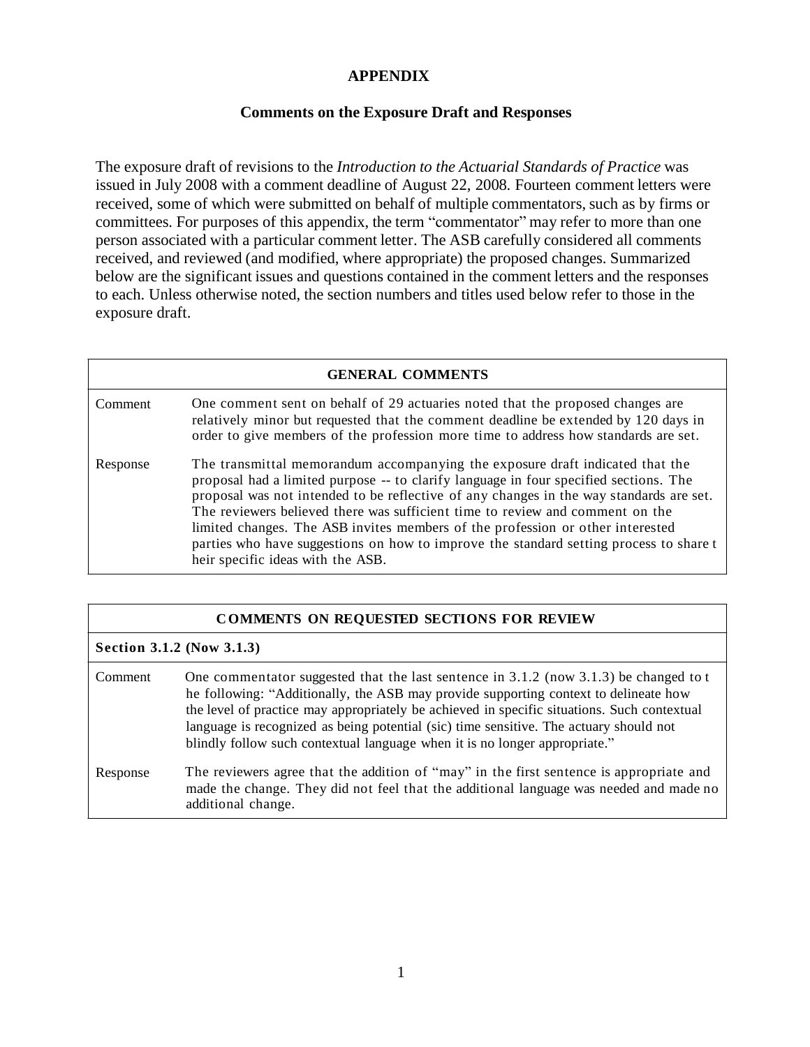# APPENDIX

## Comments on the Exposure Draft and Responses

The exposure draft of revisions to the *Introduction to the Actuarial Standards of Practice* was issued in July 2008 with a comment deadline of August 22, 2008. Fourteen comment letters were received, some of which were submitted on behalf of multiple commentators, such as by firms or committees. For purposes of this appendix, the term "commentator" may refer to more than one person associated with a particular comment letter. The ASB carefully considered all comments received, and reviewed (and modified, where appropriate) the proposed changes. Summarized below are the significant issues and questions contained in the comment letters and the responses to each. Unless otherwise noted, the section numbers and titles used below refer to those in the exposure draft.

| GENERAL COMMENTS | |
|---|---|
| Comment | One comment sent on behalf of 29 actuaries noted that the proposed changes are relatively minor but requested that the comment deadline be extended by 120 days in order to give members of the profession more time to address how standards are set. |
| Response | The transmittal memorandum accompanying the exposure draft indicated that the proposal had a limited purpose -- to clarify language in four specified sections. The proposal was not intended to be reflective of any changes in the way standards are set. The reviewers believed there was sufficient time to review and comment on the limited changes. The ASB invites members of the profession or other interested parties who have suggestions on how to improve the standard setting process to share their specific ideas with the ASB. |

| COMMENTS ON REQUESTED SECTIONS FOR REVIEW | |
|---|---|
| **Section 3.1.2 (Now 3.1.3)** | |
| Comment | One commentator suggested that the last sentence in 3.1.2 (now 3.1.3) be changed to the following: "Additionally, the ASB may provide supporting context to delineate how the level of practice may appropriately be achieved in specific situations. Such contextual language is recognized as being potential (sic) time sensitive. The actuary should not blindly follow such contextual language when it is no longer appropriate." |
| Response | The reviewers agree that the addition of "may" in the first sentence is appropriate and made the change. They did not feel that the additional language was needed and made no additional change. |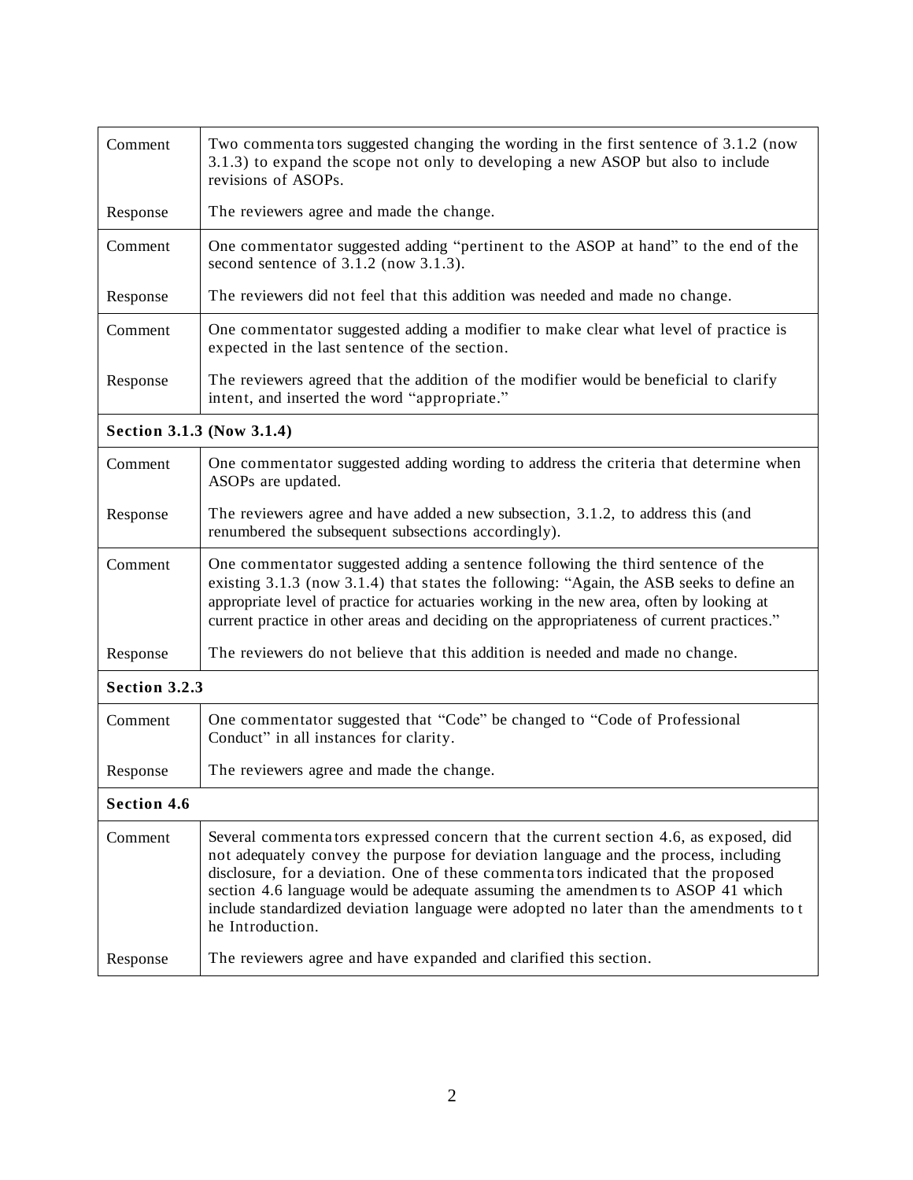| | |
|---|---|
| Comment | Two commentators suggested changing the wording in the first sentence of 3.1.2 (now 3.1.3) to expand the scope not only to developing a new ASOP but also to include revisions of ASOPs. |
| Response | The reviewers agree and made the change. |
| Comment | One commentator suggested adding "pertinent to the ASOP at hand" to the end of the second sentence of 3.1.2 (now 3.1.3). |
| Response | The reviewers did not feel that this addition was needed and made no change. |
| Comment | One commentator suggested adding a modifier to make clear what level of practice is expected in the last sentence of the section. |
| Response | The reviewers agreed that the addition of the modifier would be beneficial to clarify intent, and inserted the word "appropriate." |
| **Section 3.1.3 (Now 3.1.4)** | |
| Comment | One commentator suggested adding wording to address the criteria that determine when ASOPs are updated. |
| Response | The reviewers agree and have added a new subsection, 3.1.2, to address this (and renumbered the subsequent subsections accordingly). |
| Comment | One commentator suggested adding a sentence following the third sentence of the existing 3.1.3 (now 3.1.4) that states the following: "Again, the ASB seeks to define an appropriate level of practice for actuaries working in the new area, often by looking at current practice in other areas and deciding on the appropriateness of current practices." |
| Response | The reviewers do not believe that this addition is needed and made no change. |
| **Section 3.2.3** | |
| Comment | One commentator suggested that "Code" be changed to "Code of Professional Conduct" in all instances for clarity. |
| Response | The reviewers agree and made the change. |
| **Section 4.6** | |
| Comment | Several commentators expressed concern that the current section 4.6, as exposed, did not adequately convey the purpose for deviation language and the process, including disclosure, for a deviation. One of these commentators indicated that the proposed section 4.6 language would be adequate assuming the amendments to ASOP 41 which include standardized deviation language were adopted no later than the amendments to the Introduction. |
| Response | The reviewers agree and have expanded and clarified this section. |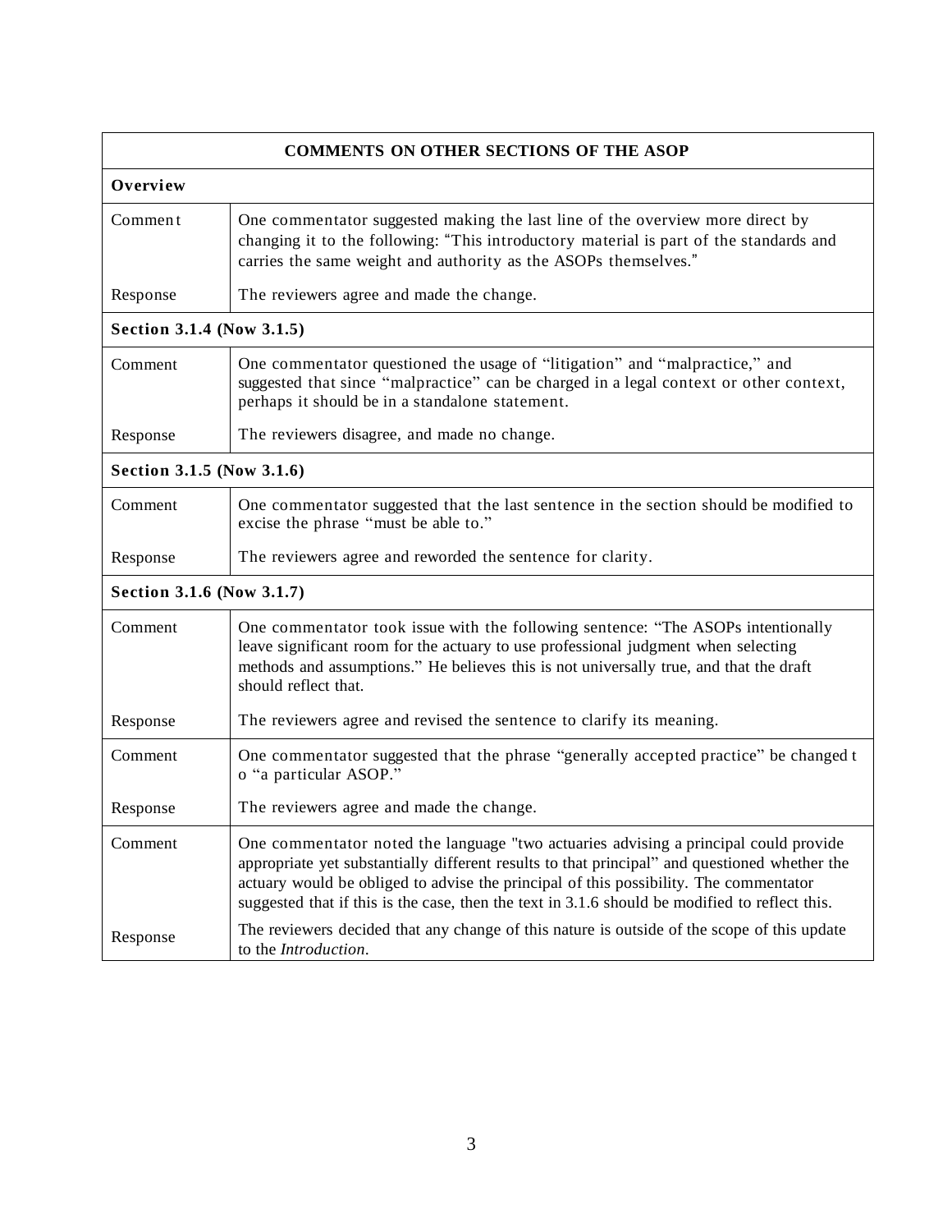| COMMENTS ON OTHER SECTIONS OF THE ASOP | |
|---|---|
| **Overview** | |
| Comment | One commentator suggested making the last line of the overview more direct by changing it to the following: "This introductory material is part of the standards and carries the same weight and authority as the ASOPs themselves." |
| Response | The reviewers agree and made the change. |
| **Section 3.1.4 (Now 3.1.5)** | |
| Comment | One commentator questioned the usage of "litigation" and "malpractice," and suggested that since "malpractice" can be charged in a legal context or other context, perhaps it should be in a standalone statement. |
| Response | The reviewers disagree, and made no change. |
| **Section 3.1.5 (Now 3.1.6)** | |
| Comment | One commentator suggested that the last sentence in the section should be modified to excise the phrase "must be able to." |
| Response | The reviewers agree and reworded the sentence for clarity. |
| **Section 3.1.6 (Now 3.1.7)** | |
| Comment | One commentator took issue with the following sentence: "The ASOPs intentionally leave significant room for the actuary to use professional judgment when selecting methods and assumptions." He believes this is not universally true, and that the draft should reflect that. |
| Response | The reviewers agree and revised the sentence to clarify its meaning. |
| Comment | One commentator suggested that the phrase "generally accepted practice" be changed to "a particular ASOP." |
| Response | The reviewers agree and made the change. |
| Comment | One commentator noted the language "two actuaries advising a principal could provide appropriate yet substantially different results to that principal" and questioned whether the actuary would be obliged to advise the principal of this possibility. The commentator suggested that if this is the case, then the text in 3.1.6 should be modified to reflect this. |
| Response | The reviewers decided that any change of this nature is outside of the scope of this update to the *Introduction*. |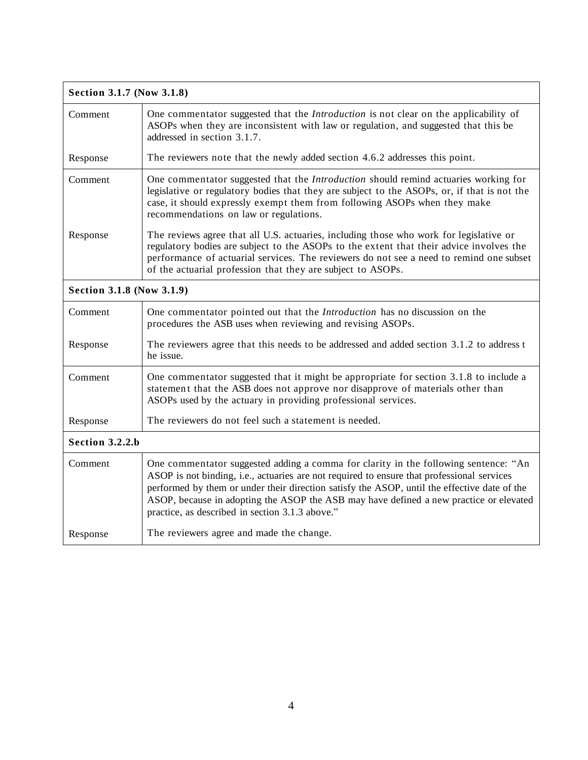| | |
|---|---|
| **Section 3.1.7 (Now 3.1.8)** | |
| Comment | One commentator suggested that the *Introduction* is not clear on the applicability of ASOPs when they are inconsistent with law or regulation, and suggested that this be addressed in section 3.1.7. |
| Response | The reviewers note that the newly added section 4.6.2 addresses this point. |
| Comment | One commentator suggested that the *Introduction* should remind actuaries working for legislative or regulatory bodies that they are subject to the ASOPs, or, if that is not the case, it should expressly exempt them from following ASOPs when they make recommendations on law or regulations. |
| Response | The reviews agree that all U.S. actuaries, including those who work for legislative or regulatory bodies are subject to the ASOPs to the extent that their advice involves the performance of actuarial services. The reviewers do not see a need to remind one subset of the actuarial profession that they are subject to ASOPs. |
| **Section 3.1.8 (Now 3.1.9)** | |
| Comment | One commentator pointed out that the *Introduction* has no discussion on the procedures the ASB uses when reviewing and revising ASOPs. |
| Response | The reviewers agree that this needs to be addressed and added section 3.1.2 to address t he issue. |
| Comment | One commentator suggested that it might be appropriate for section 3.1.8 to include a statement that the ASB does not approve nor disapprove of materials other than ASOPs used by the actuary in providing professional services. |
| Response | The reviewers do not feel such a statement is needed. |
| **Section 3.2.2.b** | |
| Comment | One commentator suggested adding a comma for clarity in the following sentence: "An ASOP is not binding, i.e., actuaries are not required to ensure that professional services performed by them or under their direction satisfy the ASOP, until the effective date of the ASOP, because in adopting the ASOP the ASB may have defined a new practice or elevated practice, as described in section 3.1.3 above." |
| Response | The reviewers agree and made the change. |